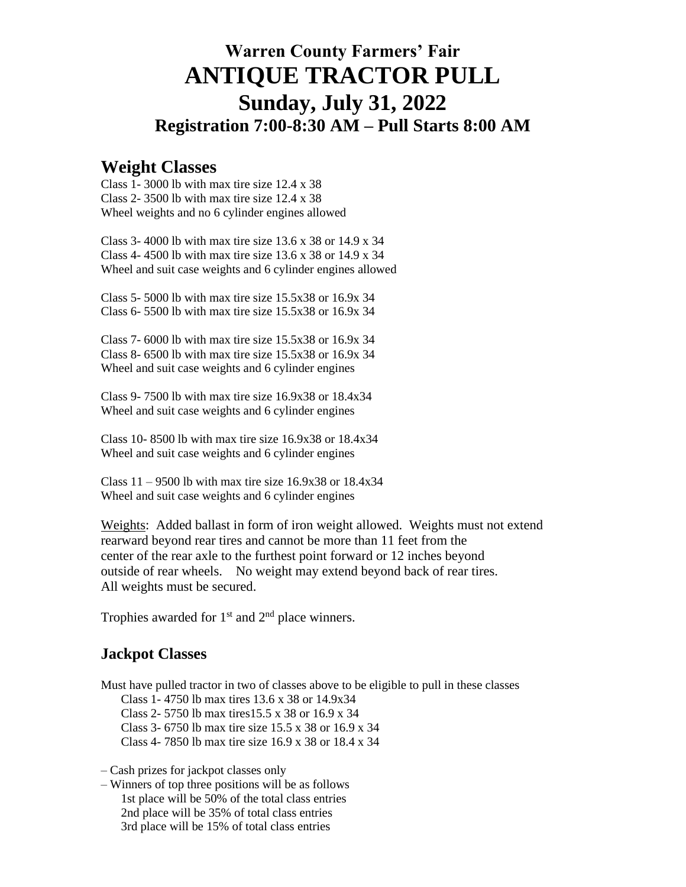# Warren County Farmers' Fair

# ANTIQUE TRACTOR PULL

# Sunday, July 31, 2022

## Registration 7:00-8:30 AM – Pull Starts 8:00 AM

## Weight Classes

Class 1- 3000 lb with max tire size 12.4 x 38
Class 2- 3500 lb with max tire size 12.4 x 38
Wheel weights and no 6 cylinder engines allowed

Class 3- 4000 lb with max tire size 13.6 x 38 or 14.9 x 34
Class 4- 4500 lb with max tire size 13.6 x 38 or 14.9 x 34
Wheel and suit case weights and 6 cylinder engines allowed

Class 5- 5000 lb with max tire size 15.5x38 or 16.9x 34
Class 6- 5500 lb with max tire size 15.5x38 or 16.9x 34

Class 7- 6000 lb with max tire size 15.5x38 or 16.9x 34
Class 8- 6500 lb with max tire size 15.5x38 or 16.9x 34
Wheel and suit case weights and 6 cylinder engines

Class 9- 7500 lb with max tire size 16.9x38 or 18.4x34
Wheel and suit case weights and 6 cylinder engines

Class 10- 8500 lb with max tire size 16.9x38 or 18.4x34
Wheel and suit case weights and 6 cylinder engines

Class 11 – 9500 lb with max tire size 16.9x38 or 18.4x34
Wheel and suit case weights and 6 cylinder engines

Weights: Added ballast in form of iron weight allowed. Weights must not extend rearward beyond rear tires and cannot be more than 11 feet from the center of the rear axle to the furthest point forward or 12 inches beyond outside of rear wheels. No weight may extend beyond back of rear tires. All weights must be secured.

Trophies awarded for 1st and 2nd place winners.

### Jackpot Classes

Must have pulled tractor in two of classes above to be eligible to pull in these classes

- Class 1- 4750 lb max tires 13.6 x 38 or 14.9x34
- Class 2- 5750 lb max tires15.5 x 38 or 16.9 x 34
- Class 3- 6750 lb max tire size 15.5 x 38 or 16.9 x 34
- Class 4- 7850 lb max tire size 16.9 x 38 or 18.4 x 34

– Cash prizes for jackpot classes only
– Winners of top three positions will be as follows
  1st place will be 50% of the total class entries
  2nd place will be 35% of total class entries
  3rd place will be 15% of total class entries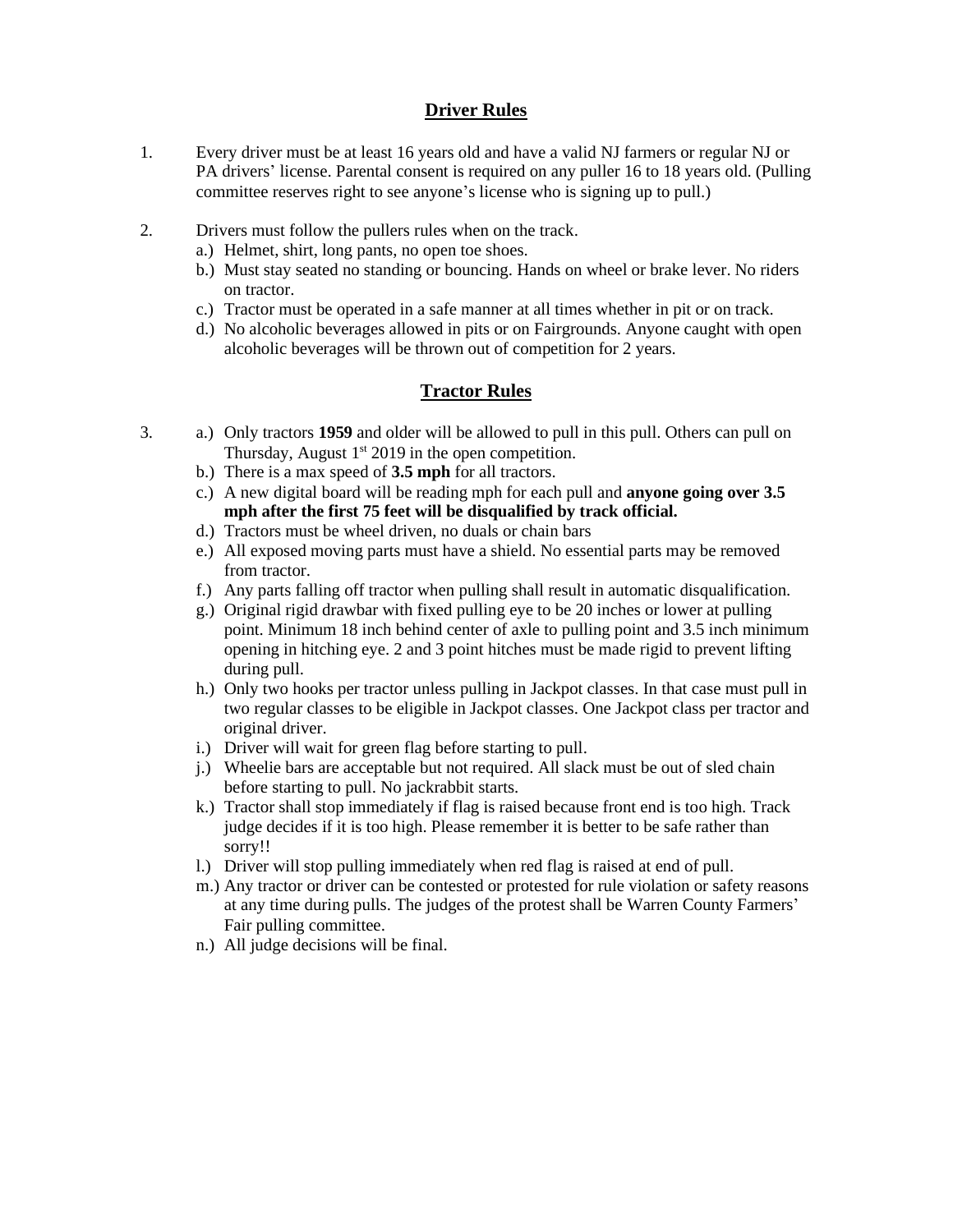## Driver Rules

1. Every driver must be at least 16 years old and have a valid NJ farmers or regular NJ or PA drivers' license. Parental consent is required on any puller 16 to 18 years old. (Pulling committee reserves right to see anyone's license who is signing up to pull.)

2. Drivers must follow the pullers rules when on the track.
   a.) Helmet, shirt, long pants, no open toe shoes.
   b.) Must stay seated no standing or bouncing. Hands on wheel or brake lever. No riders on tractor.
   c.) Tractor must be operated in a safe manner at all times whether in pit or on track.
   d.) No alcoholic beverages allowed in pits or on Fairgrounds. Anyone caught with open alcoholic beverages will be thrown out of competition for 2 years.

## Tractor Rules

3. a.) Only tractors **1959** and older will be allowed to pull in this pull. Others can pull on Thursday, August 1st 2019 in the open competition.
   b.) There is a max speed of **3.5 mph** for all tractors.
   c.) A new digital board will be reading mph for each pull and **anyone going over 3.5 mph after the first 75 feet will be disqualified by track official.**
   d.) Tractors must be wheel driven, no duals or chain bars
   e.) All exposed moving parts must have a shield. No essential parts may be removed from tractor.
   f.) Any parts falling off tractor when pulling shall result in automatic disqualification.
   g.) Original rigid drawbar with fixed pulling eye to be 20 inches or lower at pulling point. Minimum 18 inch behind center of axle to pulling point and 3.5 inch minimum opening in hitching eye. 2 and 3 point hitches must be made rigid to prevent lifting during pull.
   h.) Only two hooks per tractor unless pulling in Jackpot classes. In that case must pull in two regular classes to be eligible in Jackpot classes. One Jackpot class per tractor and original driver.
   i.) Driver will wait for green flag before starting to pull.
   j.) Wheelie bars are acceptable but not required. All slack must be out of sled chain before starting to pull. No jackrabbit starts.
   k.) Tractor shall stop immediately if flag is raised because front end is too high. Track judge decides if it is too high. Please remember it is better to be safe rather than sorry!!
   l.) Driver will stop pulling immediately when red flag is raised at end of pull.
   m.) Any tractor or driver can be contested or protested for rule violation or safety reasons at any time during pulls. The judges of the protest shall be Warren County Farmers' Fair pulling committee.
   n.) All judge decisions will be final.